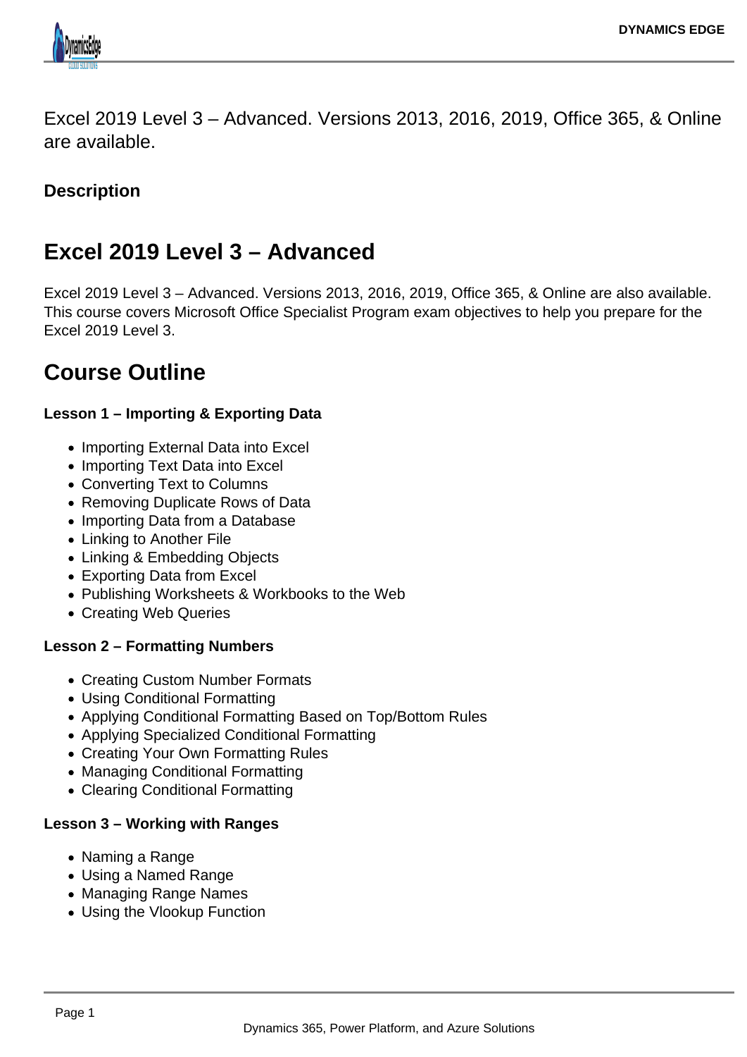Excel 2019 Level 3 – Advanced. Versions 2013, 2016, 2019, Office 365, & Online are available.

**Description**

## Excel 2019 Level 3 – Advanced

Excel 2019 Level 3 – Advanced. Versions 2013, 2016, 2019, Office 365, & Online are also available. This course covers Microsoft Office Specialist Program exam objectives to help you prepare for the Excel 2019 Level 3.

## Course Outline

**Lesson 1 – Importing & Exporting Data**

- Importing External Data into Excel
- Importing Text Data into Excel
- Converting Text to Columns
- Removing Duplicate Rows of Data
- Importing Data from a Database
- Linking to Another File
- Linking & Embedding Objects
- Exporting Data from Excel
- Publishing Worksheets & Workbooks to the Web
- Creating Web Queries

**Lesson 2 – Formatting Numbers**

- Creating Custom Number Formats
- Using Conditional Formatting
- Applying Conditional Formatting Based on Top/Bottom Rules
- Applying Specialized Conditional Formatting
- Creating Your Own Formatting Rules
- Managing Conditional Formatting
- Clearing Conditional Formatting

**Lesson 3 – Working with Ranges**

- Naming a Range
- Using a Named Range
- Managing Range Names
- Using the Vlookup Function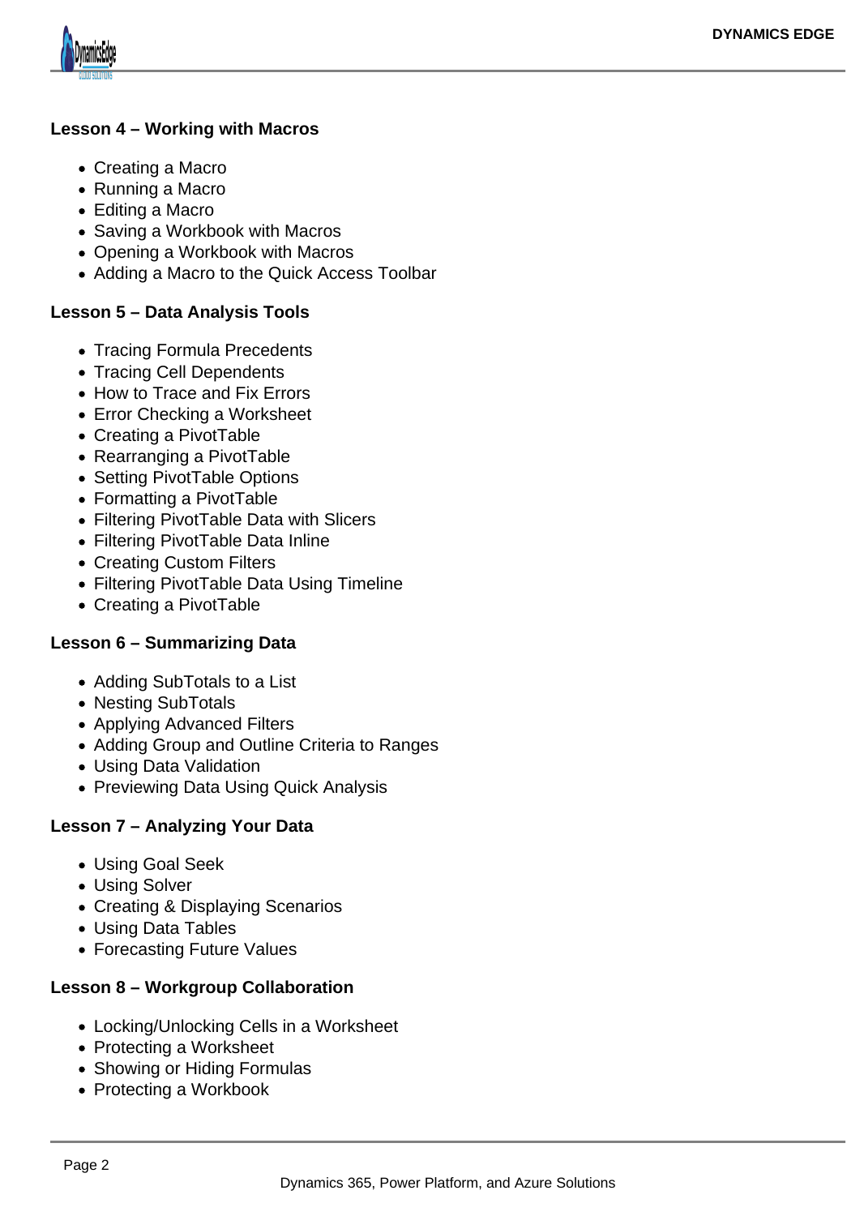**Lesson 4 – Working with Macros**

- Creating a Macro
- Running a Macro
- Editing a Macro
- Saving a Workbook with Macros
- Opening a Workbook with Macros
- Adding a Macro to the Quick Access Toolbar

**Lesson 5 – Data Analysis Tools**

- Tracing Formula Precedents
- Tracing Cell Dependents
- How to Trace and Fix Errors
- Error Checking a Worksheet
- Creating a PivotTable
- Rearranging a PivotTable
- Setting PivotTable Options
- Formatting a PivotTable
- Filtering PivotTable Data with Slicers
- Filtering PivotTable Data Inline
- Creating Custom Filters
- Filtering PivotTable Data Using Timeline
- Creating a PivotTable

**Lesson 6 – Summarizing Data**

- Adding SubTotals to a List
- Nesting SubTotals
- Applying Advanced Filters
- Adding Group and Outline Criteria to Ranges
- Using Data Validation
- Previewing Data Using Quick Analysis

**Lesson 7 – Analyzing Your Data**

- Using Goal Seek
- Using Solver
- Creating & Displaying Scenarios
- Using Data Tables
- Forecasting Future Values

**Lesson 8 – Workgroup Collaboration**

- Locking/Unlocking Cells in a Worksheet
- Protecting a Worksheet
- Showing or Hiding Formulas
- Protecting a Workbook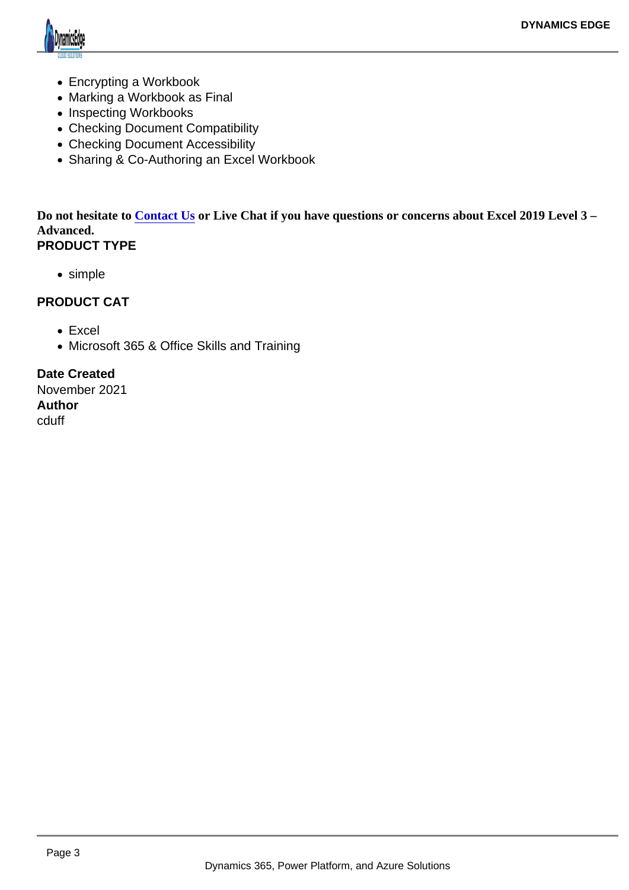- Encrypting a Workbook
- Marking a Workbook as Final
- Inspecting Workbooks
- Checking Document Compatibility
- Checking Document Accessibility
- Sharing & Co-Authoring an Excel Workbook

**Do not hesitate to [Contact Us] or Live Chat if you have questions or concerns about Excel 2019 Level 3 – Advanced.**

**PRODUCT TYPE**

- simple

**PRODUCT CAT**

- Excel
- Microsoft 365 & Office Skills and Training

**Date Created**
November 2021
**Author**
cduff